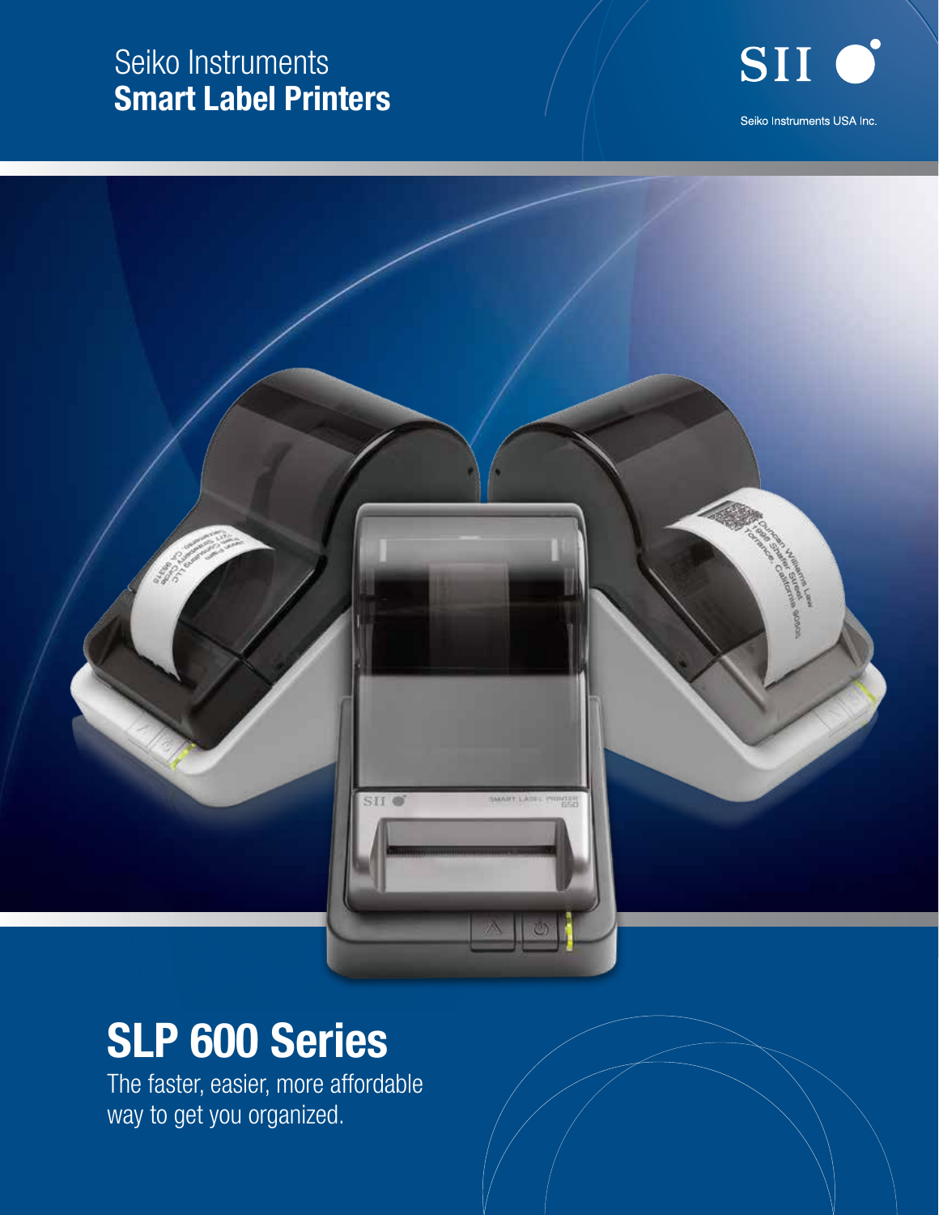Seiko Instruments
**Smart Label Printers**

SII

Seiko Instruments USA Inc.

# SLP 600 Series

The faster, easier, more affordable way to get you organized.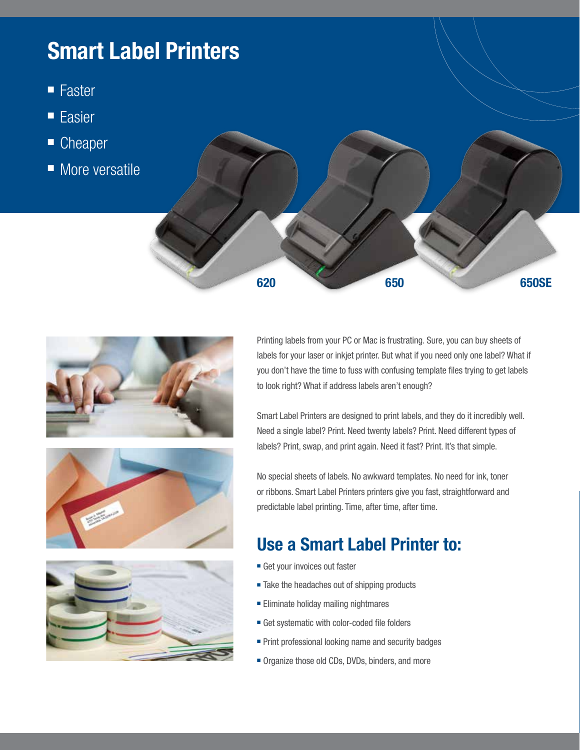# Smart Label Printers

- Faster
- Easier
- Cheaper
- More versatile

620 650 650SE

Printing labels from your PC or Mac is frustrating. Sure, you can buy sheets of labels for your laser or inkjet printer. But what if you need only one label? What if you don't have the time to fuss with confusing template files trying to get labels to look right? What if address labels aren't enough?

Smart Label Printers are designed to print labels, and they do it incredibly well. Need a single label? Print. Need twenty labels? Print. Need different types of labels? Print, swap, and print again. Need it fast? Print. It's that simple.

No special sheets of labels. No awkward templates. No need for ink, toner or ribbons. Smart Label Printers printers give you fast, straightforward and predictable label printing. Time, after time, after time.

## Use a Smart Label Printer to:

- Get your invoices out faster
- Take the headaches out of shipping products
- Eliminate holiday mailing nightmares
- Get systematic with color-coded file folders
- Print professional looking name and security badges
- Organize those old CDs, DVDs, binders, and more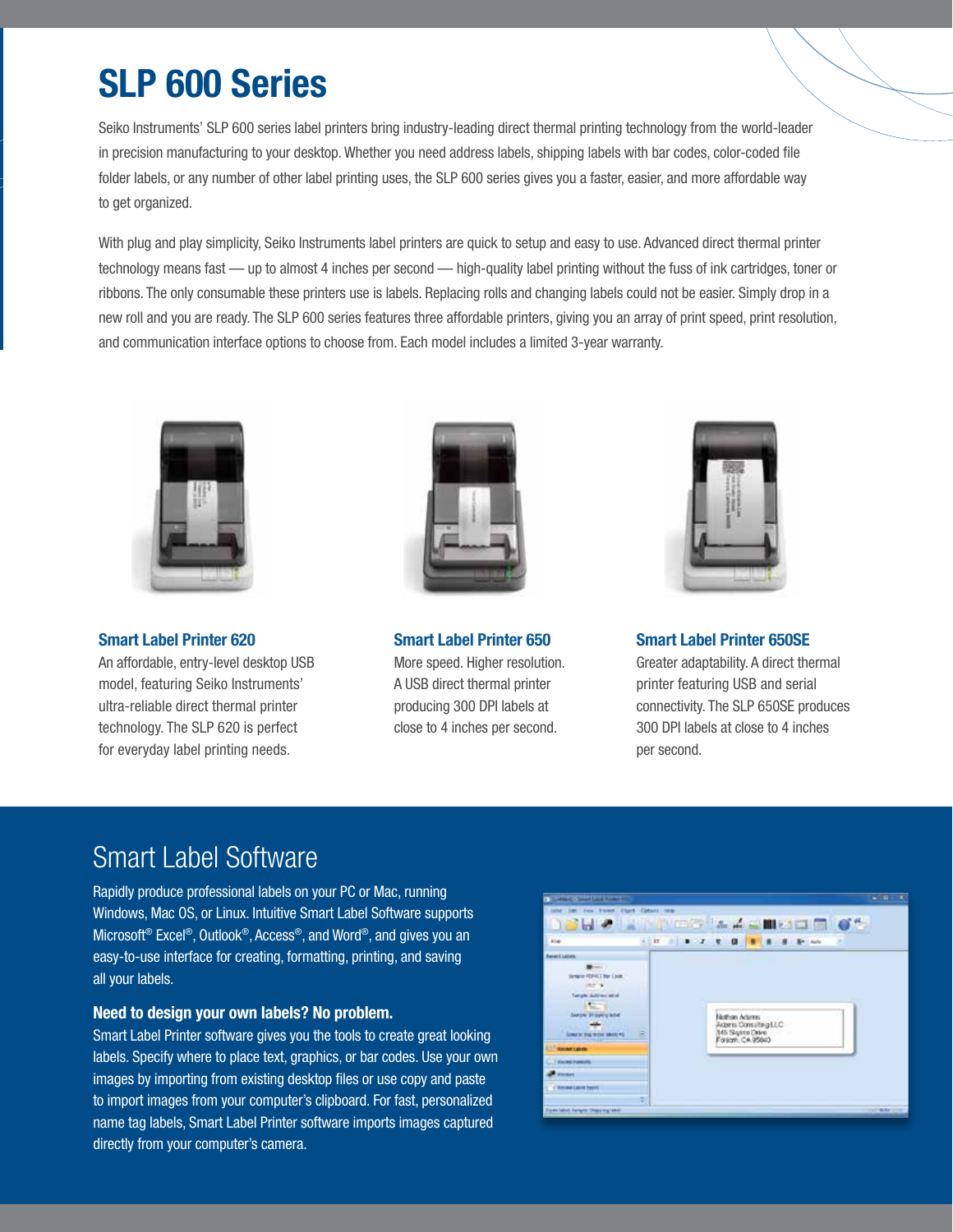# SLP 600 Series

Seiko Instruments' SLP 600 series label printers bring industry-leading direct thermal printing technology from the world-leader in precision manufacturing to your desktop. Whether you need address labels, shipping labels with bar codes, color-coded file folder labels, or any number of other label printing uses, the SLP 600 series gives you a faster, easier, and more affordable way to get organized.

With plug and play simplicity, Seiko Instruments label printers are quick to setup and easy to use. Advanced direct thermal printer technology means fast — up to almost 4 inches per second — high-quality label printing without the fuss of ink cartridges, toner or ribbons. The only consumable these printers use is labels. Replacing rolls and changing labels could not be easier. Simply drop in a new roll and you are ready. The SLP 600 series features three affordable printers, giving you an array of print speed, print resolution, and communication interface options to choose from. Each model includes a limited 3-year warranty.

### Smart Label Printer 620

An affordable, entry-level desktop USB model, featuring Seiko Instruments' ultra-reliable direct thermal printer technology. The SLP 620 is perfect for everyday label printing needs.

### Smart Label Printer 650

More speed. Higher resolution. A USB direct thermal printer producing 300 DPI labels at close to 4 inches per second.

### Smart Label Printer 650SE

Greater adaptability. A direct thermal printer featuring USB and serial connectivity. The SLP 650SE produces 300 DPI labels at close to 4 inches per second.

## Smart Label Software

Rapidly produce professional labels on your PC or Mac, running Windows, Mac OS, or Linux. Intuitive Smart Label Software supports Microsoft® Excel®, Outlook®, Access®, and Word®, and gives you an easy-to-use interface for creating, formatting, printing, and saving all your labels.

**Need to design your own labels? No problem.**

Smart Label Printer software gives you the tools to create great looking labels. Specify where to place text, graphics, or bar codes. Use your own images by importing from existing desktop files or use copy and paste to import images from your computer's clipboard. For fast, personalized name tag labels, Smart Label Printer software imports images captured directly from your computer's camera.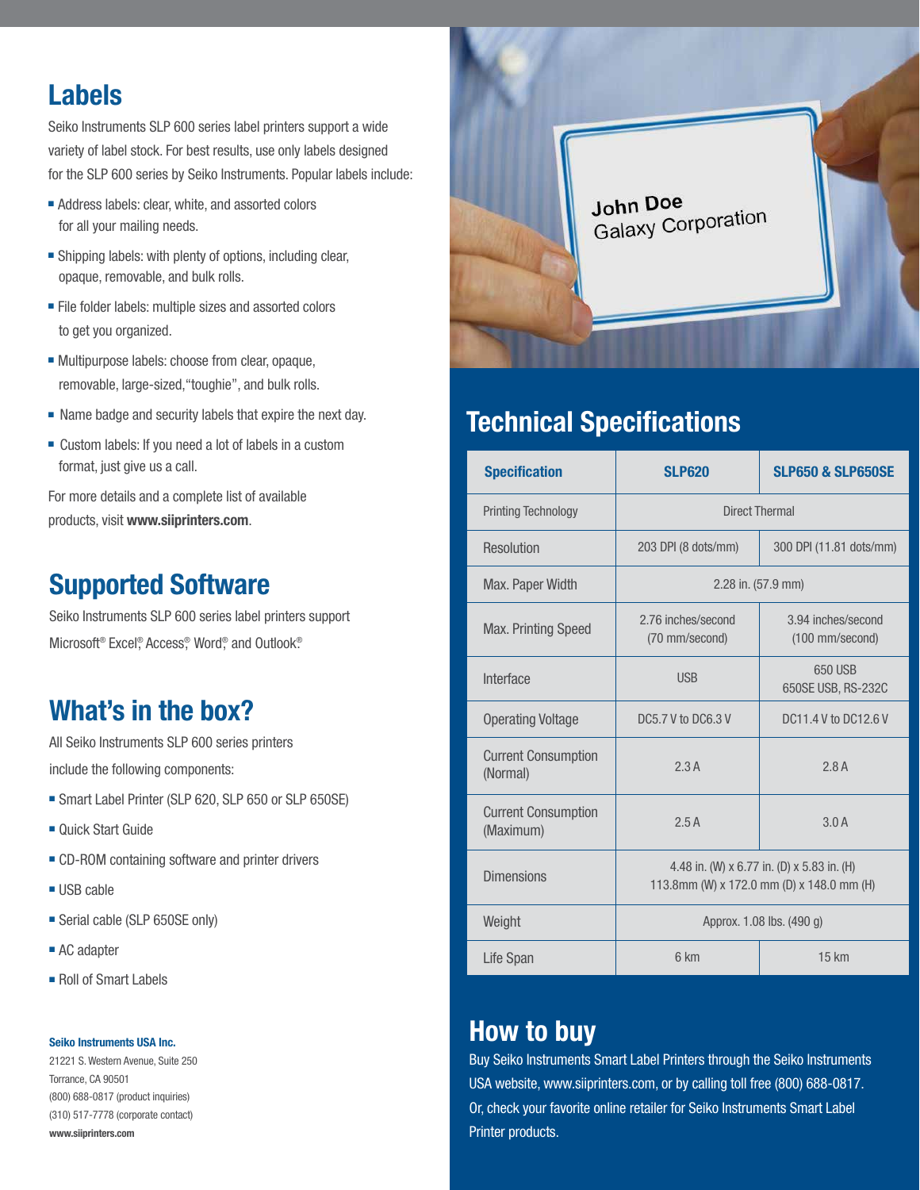## Labels

Seiko Instruments SLP 600 series label printers support a wide variety of label stock. For best results, use only labels designed for the SLP 600 series by Seiko Instruments. Popular labels include:

- Address labels: clear, white, and assorted colors for all your mailing needs.
- Shipping labels: with plenty of options, including clear, opaque, removable, and bulk rolls.
- File folder labels: multiple sizes and assorted colors to get you organized.
- Multipurpose labels: choose from clear, opaque, removable, large-sized, "toughie", and bulk rolls.
- Name badge and security labels that expire the next day.
- Custom labels: If you need a lot of labels in a custom format, just give us a call.

For more details and a complete list of available products, visit **www.siiprinters.com**.

## Supported Software

Seiko Instruments SLP 600 series label printers support Microsoft® Excel®, Access®, Word®, and Outlook®.

## What's in the box?

All Seiko Instruments SLP 600 series printers include the following components:

- Smart Label Printer (SLP 620, SLP 650 or SLP 650SE)
- Quick Start Guide
- CD-ROM containing software and printer drivers
- USB cable
- Serial cable (SLP 650SE only)
- AC adapter
- Roll of Smart Labels

**Seiko Instruments USA Inc.**
21221 S. Western Avenue, Suite 250
Torrance, CA 90501
(800) 688-0817 (product inquiries)
(310) 517-7778 (corporate contact)
**www.siiprinters.com**

## Technical Specifications

| Specification | SLP620 | SLP650 & SLP650SE |
|---|---|---|
| Printing Technology | Direct Thermal | |
| Resolution | 203 DPI (8 dots/mm) | 300 DPI (11.81 dots/mm) |
| Max. Paper Width | 2.28 in. (57.9 mm) | |
| Max. Printing Speed | 2.76 inches/second (70 mm/second) | 3.94 inches/second (100 mm/second) |
| Interface | USB | 650 USB<br>650SE USB, RS-232C |
| Operating Voltage | DC5.7 V to DC6.3 V | DC11.4 V to DC12.6 V |
| Current Consumption (Normal) | 2.3 A | 2.8 A |
| Current Consumption (Maximum) | 2.5 A | 3.0 A |
| Dimensions | 4.48 in. (W) x 6.77 in. (D) x 5.83 in. (H)<br>113.8mm (W) x 172.0 mm (D) x 148.0 mm (H) | |
| Weight | Approx. 1.08 lbs. (490 g) | |
| Life Span | 6 km | 15 km |

## How to buy

Buy Seiko Instruments Smart Label Printers through the Seiko Instruments USA website, www.siiprinters.com, or by calling toll free (800) 688-0817. Or, check your favorite online retailer for Seiko Instruments Smart Label Printer products.